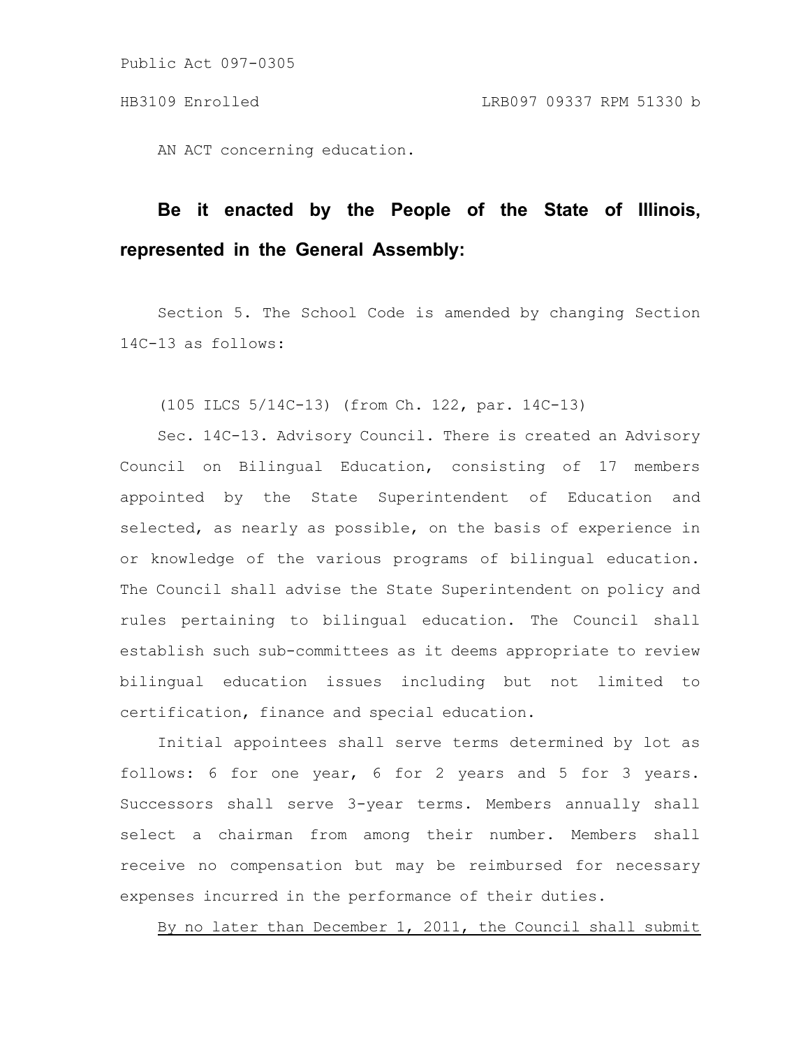AN ACT concerning education.

**Be it enacted by the People of the State of Illinois, represented in the General Assembly:**

Section 5. The School Code is amended by changing Section 14C-13 as follows:

(105 ILCS 5/14C-13) (from Ch. 122, par. 14C-13)

Sec. 14C-13. Advisory Council. There is created an Advisory Council on Bilingual Education, consisting of 17 members appointed by the State Superintendent of Education and selected, as nearly as possible, on the basis of experience in or knowledge of the various programs of bilingual education. The Council shall advise the State Superintendent on policy and rules pertaining to bilingual education. The Council shall establish such sub-committees as it deems appropriate to review bilingual education issues including but not limited to certification, finance and special education.

Initial appointees shall serve terms determined by lot as follows: 6 for one year, 6 for 2 years and 5 for 3 years. Successors shall serve 3-year terms. Members annually shall select a chairman from among their number. Members shall receive no compensation but may be reimbursed for necessary expenses incurred in the performance of their duties.

<u>By no later than December 1, 2011, the Council shall submit</u>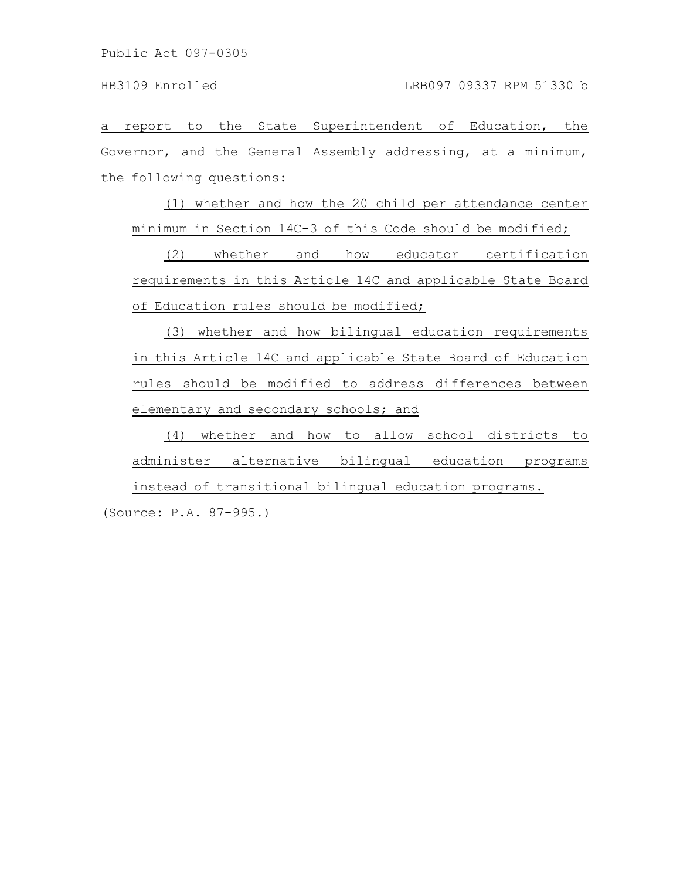a report to the State Superintendent of Education, the Governor, and the General Assembly addressing, at a minimum, the following questions:

(1) whether and how the 20 child per attendance center minimum in Section 14C-3 of this Code should be modified;

(2) whether and how educator certification requirements in this Article 14C and applicable State Board of Education rules should be modified;

(3) whether and how bilingual education requirements in this Article 14C and applicable State Board of Education rules should be modified to address differences between elementary and secondary schools; and

(4) whether and how to allow school districts to administer alternative bilingual education programs instead of transitional bilingual education programs.

(Source: P.A. 87-995.)